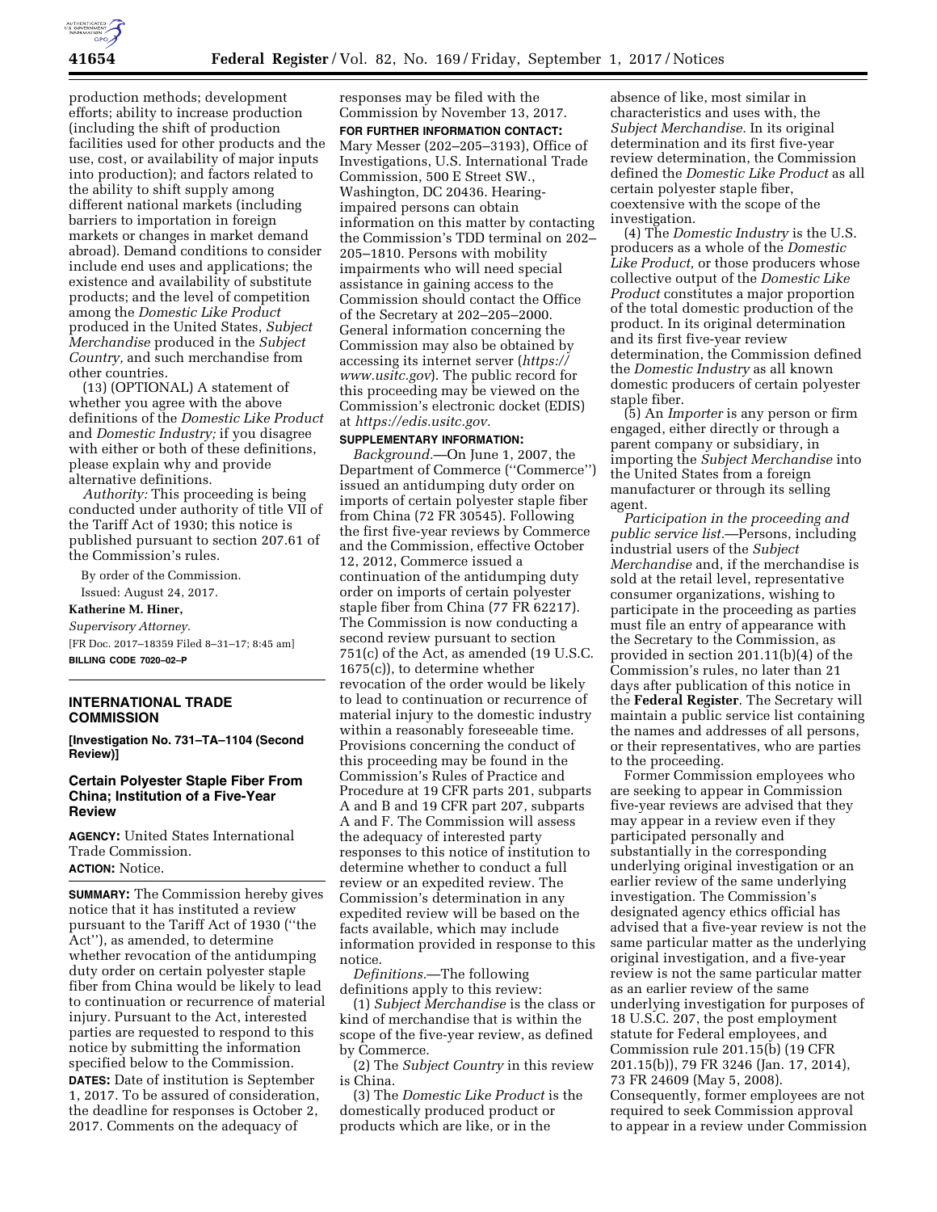production methods; development efforts; ability to increase production (including the shift of production facilities used for other products and the use, cost, or availability of major inputs into production); and factors related to the ability to shift supply among different national markets (including barriers to importation in foreign markets or changes in market demand abroad). Demand conditions to consider include end uses and applications; the existence and availability of substitute products; and the level of competition among the *Domestic Like Product* produced in the United States, *Subject Merchandise* produced in the *Subject Country,* and such merchandise from other countries.

(13) (OPTIONAL) A statement of whether you agree with the above definitions of the *Domestic Like Product* and *Domestic Industry;* if you disagree with either or both of these definitions, please explain why and provide alternative definitions.

*Authority:* This proceeding is being conducted under authority of title VII of the Tariff Act of 1930; this notice is published pursuant to section 207.61 of the Commission's rules.

By order of the Commission.

Issued: August 24, 2017.

**Katherine M. Hiner,**

*Supervisory Attorney.*

[FR Doc. 2017–18359 Filed 8–31–17; 8:45 am]

**BILLING CODE 7020–02–P**

## INTERNATIONAL TRADE COMMISSION

**[Investigation No. 731–TA–1104 (Second Review)]**

### Certain Polyester Staple Fiber From China; Institution of a Five-Year Review

**AGENCY:** United States International Trade Commission.

**ACTION:** Notice.

**SUMMARY:** The Commission hereby gives notice that it has instituted a review pursuant to the Tariff Act of 1930 (''the Act''), as amended, to determine whether revocation of the antidumping duty order on certain polyester staple fiber from China would be likely to lead to continuation or recurrence of material injury. Pursuant to the Act, interested parties are requested to respond to this notice by submitting the information specified below to the Commission.

**DATES:** Date of institution is September 1, 2017. To be assured of consideration, the deadline for responses is October 2, 2017. Comments on the adequacy of responses may be filed with the Commission by November 13, 2017.

**FOR FURTHER INFORMATION CONTACT:** Mary Messer (202–205–3193), Office of Investigations, U.S. International Trade Commission, 500 E Street SW., Washington, DC 20436. Hearing-impaired persons can obtain information on this matter by contacting the Commission's TDD terminal on 202–205–1810. Persons with mobility impairments who will need special assistance in gaining access to the Commission should contact the Office of the Secretary at 202–205–2000. General information concerning the Commission may also be obtained by accessing its internet server (*https://www.usitc.gov*). The public record for this proceeding may be viewed on the Commission's electronic docket (EDIS) at *https://edis.usitc.gov.*

**SUPPLEMENTARY INFORMATION:**

*Background.*—On June 1, 2007, the Department of Commerce (''Commerce'') issued an antidumping duty order on imports of certain polyester staple fiber from China (72 FR 30545). Following the first five-year reviews by Commerce and the Commission, effective October 12, 2012, Commerce issued a continuation of the antidumping duty order on imports of certain polyester staple fiber from China (77 FR 62217). The Commission is now conducting a second review pursuant to section 751(c) of the Act, as amended (19 U.S.C. 1675(c)), to determine whether revocation of the order would be likely to lead to continuation or recurrence of material injury to the domestic industry within a reasonably foreseeable time. Provisions concerning the conduct of this proceeding may be found in the Commission's Rules of Practice and Procedure at 19 CFR parts 201, subparts A and B and 19 CFR part 207, subparts A and F. The Commission will assess the adequacy of interested party responses to this notice of institution to determine whether to conduct a full review or an expedited review. The Commission's determination in any expedited review will be based on the facts available, which may include information provided in response to this notice.

*Definitions.*—The following definitions apply to this review:

(1) *Subject Merchandise* is the class or kind of merchandise that is within the scope of the five-year review, as defined by Commerce.

(2) The *Subject Country* in this review is China.

(3) The *Domestic Like Product* is the domestically produced product or products which are like, or in the absence of like, most similar in characteristics and uses with, the *Subject Merchandise.* In its original determination and its first five-year review determination, the Commission defined the *Domestic Like Product* as all certain polyester staple fiber, coextensive with the scope of the investigation.

(4) The *Domestic Industry* is the U.S. producers as a whole of the *Domestic Like Product,* or those producers whose collective output of the *Domestic Like Product* constitutes a major proportion of the total domestic production of the product. In its original determination and its first five-year review determination, the Commission defined the *Domestic Industry* as all known domestic producers of certain polyester staple fiber.

(5) An *Importer* is any person or firm engaged, either directly or through a parent company or subsidiary, in importing the *Subject Merchandise* into the United States from a foreign manufacturer or through its selling agent.

*Participation in the proceeding and public service list.*—Persons, including industrial users of the *Subject Merchandise* and, if the merchandise is sold at the retail level, representative consumer organizations, wishing to participate in the proceeding as parties must file an entry of appearance with the Secretary to the Commission, as provided in section 201.11(b)(4) of the Commission's rules, no later than 21 days after publication of this notice in the **Federal Register**. The Secretary will maintain a public service list containing the names and addresses of all persons, or their representatives, who are parties to the proceeding.

Former Commission employees who are seeking to appear in Commission five-year reviews are advised that they may appear in a review even if they participated personally and substantially in the corresponding underlying original investigation or an earlier review of the same underlying investigation. The Commission's designated agency ethics official has advised that a five-year review is not the same particular matter as the underlying original investigation, and a five-year review is not the same particular matter as an earlier review of the same underlying investigation for purposes of 18 U.S.C. 207, the post employment statute for Federal employees, and Commission rule 201.15(b) (19 CFR 201.15(b)), 79 FR 3246 (Jan. 17, 2014), 73 FR 24609 (May 5, 2008). Consequently, former employees are not required to seek Commission approval to appear in a review under Commission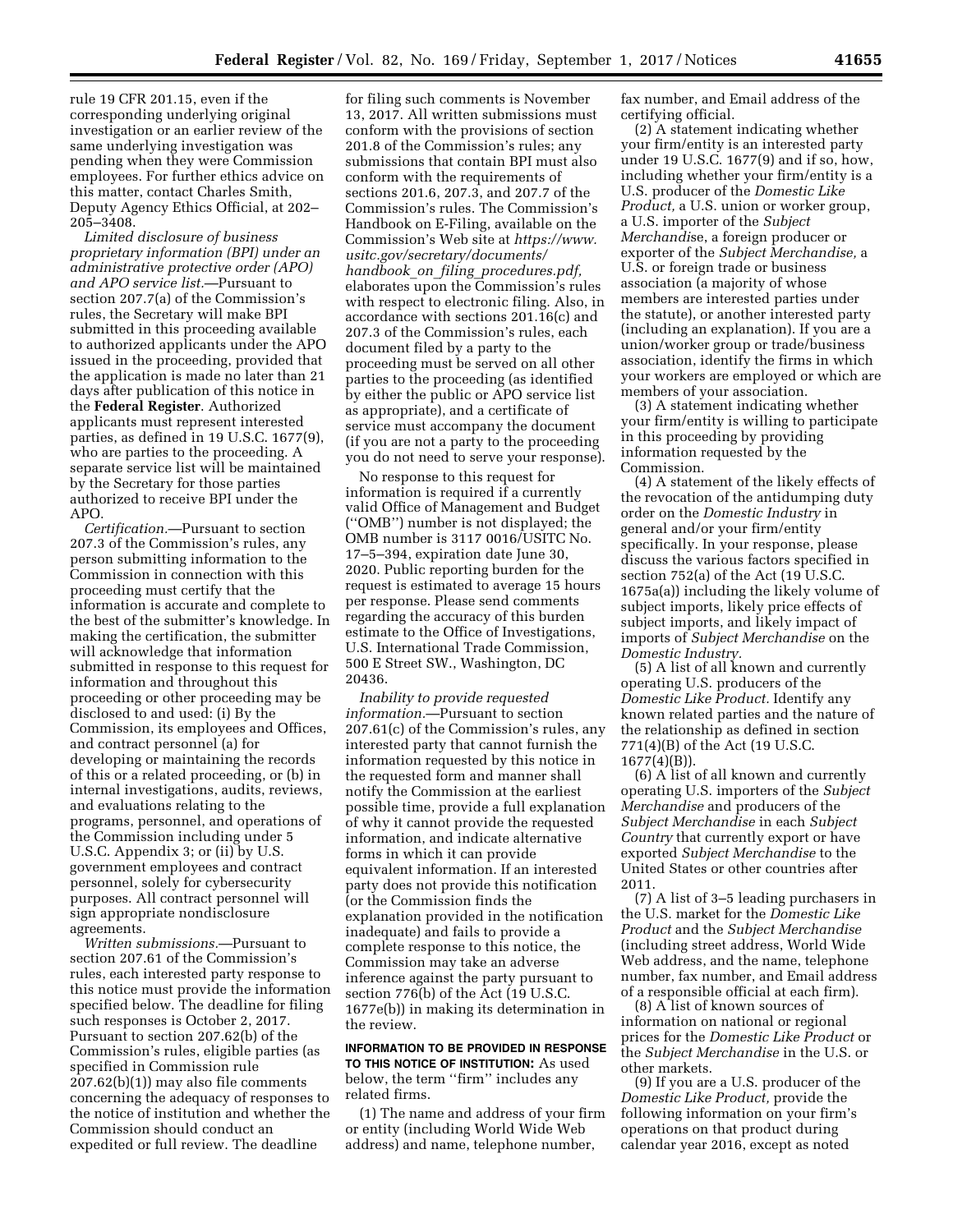rule 19 CFR 201.15, even if the corresponding underlying original investigation or an earlier review of the same underlying investigation was pending when they were Commission employees. For further ethics advice on this matter, contact Charles Smith, Deputy Agency Ethics Official, at 202–205–3408.

*Limited disclosure of business proprietary information (BPI) under an administrative protective order (APO) and APO service list.*—Pursuant to section 207.7(a) of the Commission's rules, the Secretary will make BPI submitted in this proceeding available to authorized applicants under the APO issued in the proceeding, provided that the application is made no later than 21 days after publication of this notice in the **Federal Register**. Authorized applicants must represent interested parties, as defined in 19 U.S.C. 1677(9), who are parties to the proceeding. A separate service list will be maintained by the Secretary for those parties authorized to receive BPI under the APO.

*Certification.*—Pursuant to section 207.3 of the Commission's rules, any person submitting information to the Commission in connection with this proceeding must certify that the information is accurate and complete to the best of the submitter's knowledge. In making the certification, the submitter will acknowledge that information submitted in response to this request for information and throughout this proceeding or other proceeding may be disclosed to and used: (i) By the Commission, its employees and Offices, and contract personnel (a) for developing or maintaining the records of this or a related proceeding, or (b) in internal investigations, audits, reviews, and evaluations relating to the programs, personnel, and operations of the Commission including under 5 U.S.C. Appendix 3; or (ii) by U.S. government employees and contract personnel, solely for cybersecurity purposes. All contract personnel will sign appropriate nondisclosure agreements.

*Written submissions.*—Pursuant to section 207.61 of the Commission's rules, each interested party response to this notice must provide the information specified below. The deadline for filing such responses is October 2, 2017. Pursuant to section 207.62(b) of the Commission's rules, eligible parties (as specified in Commission rule 207.62(b)(1)) may also file comments concerning the adequacy of responses to the notice of institution and whether the Commission should conduct an expedited or full review. The deadline for filing such comments is November 13, 2017. All written submissions must conform with the provisions of section 201.8 of the Commission's rules; any submissions that contain BPI must also conform with the requirements of sections 201.6, 207.3, and 207.7 of the Commission's rules. The Commission's Handbook on E-Filing, available on the Commission's Web site at *https://www.usitc.gov/secretary/documents/handbook_on_filing_procedures.pdf*, elaborates upon the Commission's rules with respect to electronic filing. Also, in accordance with sections 201.16(c) and 207.3 of the Commission's rules, each document filed by a party to the proceeding must be served on all other parties to the proceeding (as identified by either the public or APO service list as appropriate), and a certificate of service must accompany the document (if you are not a party to the proceeding you do not need to serve your response).

No response to this request for information is required if a currently valid Office of Management and Budget (''OMB'') number is not displayed; the OMB number is 3117 0016/USITC No. 17–5–394, expiration date June 30, 2020. Public reporting burden for the request is estimated to average 15 hours per response. Please send comments regarding the accuracy of this burden estimate to the Office of Investigations, U.S. International Trade Commission, 500 E Street SW., Washington, DC 20436.

*Inability to provide requested information.*—Pursuant to section 207.61(c) of the Commission's rules, any interested party that cannot furnish the information requested by this notice in the requested form and manner shall notify the Commission at the earliest possible time, provide a full explanation of why it cannot provide the requested information, and indicate alternative forms in which it can provide equivalent information. If an interested party does not provide this notification (or the Commission finds the explanation provided in the notification inadequate) and fails to provide a complete response to this notice, the Commission may take an adverse inference against the party pursuant to section 776(b) of the Act (19 U.S.C. 1677e(b)) in making its determination in the review.

**INFORMATION TO BE PROVIDED IN RESPONSE TO THIS NOTICE OF INSTITUTION:** As used below, the term ''firm'' includes any related firms.

(1) The name and address of your firm or entity (including World Wide Web address) and name, telephone number, fax number, and Email address of the certifying official.

(2) A statement indicating whether your firm/entity is an interested party under 19 U.S.C. 1677(9) and if so, how, including whether your firm/entity is a U.S. producer of the *Domestic Like Product,* a U.S. union or worker group, a U.S. importer of the *Subject Merchandis*e, a foreign producer or exporter of the *Subject Merchandise,* a U.S. or foreign trade or business association (a majority of whose members are interested parties under the statute), or another interested party (including an explanation). If you are a union/worker group or trade/business association, identify the firms in which your workers are employed or which are members of your association.

(3) A statement indicating whether your firm/entity is willing to participate in this proceeding by providing information requested by the Commission.

(4) A statement of the likely effects of the revocation of the antidumping duty order on the *Domestic Industry* in general and/or your firm/entity specifically. In your response, please discuss the various factors specified in section 752(a) of the Act (19 U.S.C. 1675a(a)) including the likely volume of subject imports, likely price effects of subject imports, and likely impact of imports of *Subject Merchandise* on the *Domestic Industry.*

(5) A list of all known and currently operating U.S. producers of the *Domestic Like Product.* Identify any known related parties and the nature of the relationship as defined in section 771(4)(B) of the Act (19 U.S.C. 1677(4)(B)).

(6) A list of all known and currently operating U.S. importers of the *Subject Merchandise* and producers of the *Subject Merchandise* in each *Subject Country* that currently export or have exported *Subject Merchandise* to the United States or other countries after 2011.

(7) A list of 3–5 leading purchasers in the U.S. market for the *Domestic Like Product* and the *Subject Merchandise* (including street address, World Wide Web address, and the name, telephone number, fax number, and Email address of a responsible official at each firm).

(8) A list of known sources of information on national or regional prices for the *Domestic Like Product* or the *Subject Merchandise* in the U.S. or other markets.

(9) If you are a U.S. producer of the *Domestic Like Product,* provide the following information on your firm's operations on that product during calendar year 2016, except as noted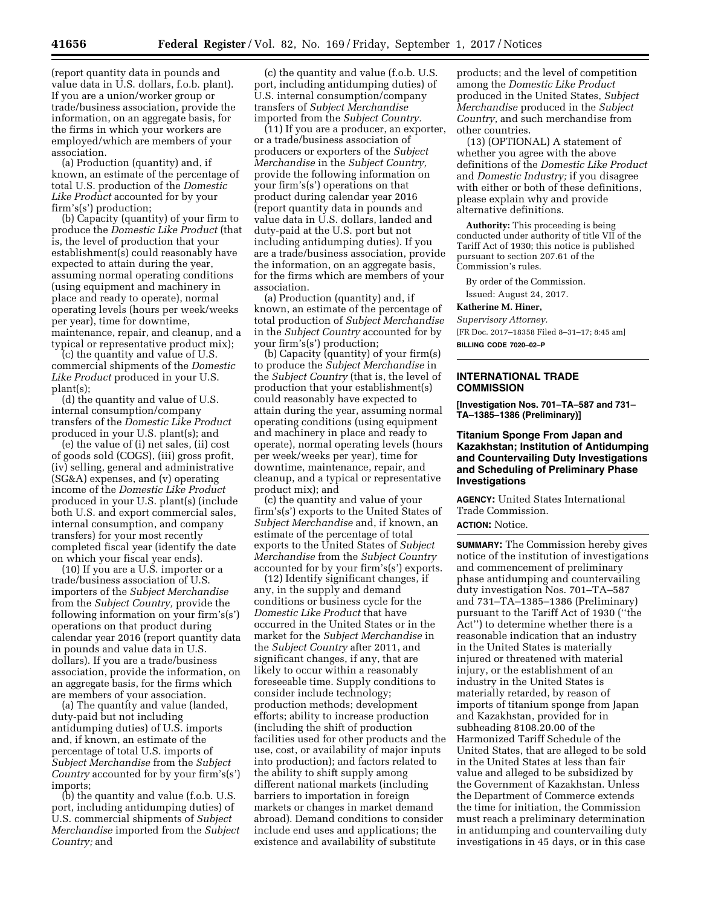(report quantity data in pounds and value data in U.S. dollars, f.o.b. plant). If you are a union/worker group or trade/business association, provide the information, on an aggregate basis, for the firms in which your workers are employed/which are members of your association.

(a) Production (quantity) and, if known, an estimate of the percentage of total U.S. production of the *Domestic Like Product* accounted for by your firm's(s') production;

(b) Capacity (quantity) of your firm to produce the *Domestic Like Product* (that is, the level of production that your establishment(s) could reasonably have expected to attain during the year, assuming normal operating conditions (using equipment and machinery in place and ready to operate), normal operating levels (hours per week/weeks per year), time for downtime, maintenance, repair, and cleanup, and a typical or representative product mix);

(c) the quantity and value of U.S. commercial shipments of the *Domestic Like Product* produced in your U.S. plant(s);

(d) the quantity and value of U.S. internal consumption/company transfers of the *Domestic Like Product* produced in your U.S. plant(s); and

(e) the value of (i) net sales, (ii) cost of goods sold (COGS), (iii) gross profit, (iv) selling, general and administrative (SG&A) expenses, and (v) operating income of the *Domestic Like Product* produced in your U.S. plant(s) (include both U.S. and export commercial sales, internal consumption, and company transfers) for your most recently completed fiscal year (identify the date on which your fiscal year ends).

(10) If you are a U.S. importer or a trade/business association of U.S. importers of the *Subject Merchandise* from the *Subject Country,* provide the following information on your firm's(s') operations on that product during calendar year 2016 (report quantity data in pounds and value data in U.S. dollars). If you are a trade/business association, provide the information, on an aggregate basis, for the firms which are members of your association.

(a) The quantity and value (landed, duty-paid but not including antidumping duties) of U.S. imports and, if known, an estimate of the percentage of total U.S. imports of *Subject Merchandise* from the *Subject Country* accounted for by your firm's(s') imports;

(b) the quantity and value (f.o.b. U.S. port, including antidumping duties) of U.S. commercial shipments of *Subject Merchandise* imported from the *Subject Country;* and

(c) the quantity and value (f.o.b. U.S. port, including antidumping duties) of U.S. internal consumption/company transfers of *Subject Merchandise* imported from the *Subject Country.*

(11) If you are a producer, an exporter, or a trade/business association of producers or exporters of the *Subject Merchandise* in the *Subject Country,* provide the following information on your firm's(s') operations on that product during calendar year 2016 (report quantity data in pounds and value data in U.S. dollars, landed and duty-paid at the U.S. port but not including antidumping duties). If you are a trade/business association, provide the information, on an aggregate basis, for the firms which are members of your association.

(a) Production (quantity) and, if known, an estimate of the percentage of total production of *Subject Merchandise* in the *Subject Country* accounted for by your firm's(s') production;

(b) Capacity (quantity) of your firm(s) to produce the *Subject Merchandise* in the *Subject Country* (that is, the level of production that your establishment(s) could reasonably have expected to attain during the year, assuming normal operating conditions (using equipment and machinery in place and ready to operate), normal operating levels (hours per week/weeks per year), time for downtime, maintenance, repair, and cleanup, and a typical or representative product mix); and

(c) the quantity and value of your firm's(s') exports to the United States of *Subject Merchandise* and, if known, an estimate of the percentage of total exports to the United States of *Subject Merchandise* from the *Subject Country* accounted for by your firm's(s') exports.

(12) Identify significant changes, if any, in the supply and demand conditions or business cycle for the *Domestic Like Product* that have occurred in the United States or in the market for the *Subject Merchandise* in the *Subject Country* after 2011, and significant changes, if any, that are likely to occur within a reasonably foreseeable time. Supply conditions to consider include technology; production methods; development efforts; ability to increase production (including the shift of production facilities used for other products and the use, cost, or availability of major inputs into production); and factors related to the ability to shift supply among different national markets (including barriers to importation in foreign markets or changes in market demand abroad). Demand conditions to consider include end uses and applications; the existence and availability of substitute products; and the level of competition among the *Domestic Like Product* produced in the United States, *Subject Merchandise* produced in the *Subject Country,* and such merchandise from other countries.

(13) (OPTIONAL) A statement of whether you agree with the above definitions of the *Domestic Like Product* and *Domestic Industry;* if you disagree with either or both of these definitions, please explain why and provide alternative definitions.

**Authority:** This proceeding is being conducted under authority of title VII of the Tariff Act of 1930; this notice is published pursuant to section 207.61 of the Commission's rules.

By order of the Commission.

Issued: August 24, 2017.

**Katherine M. Hiner,**

*Supervisory Attorney.*

[FR Doc. 2017–18358 Filed 8–31–17; 8:45 am]

**BILLING CODE 7020–02–P**

## INTERNATIONAL TRADE COMMISSION

**[Investigation Nos. 701–TA–587 and 731–TA–1385–1386 (Preliminary)]**

### Titanium Sponge From Japan and Kazakhstan; Institution of Antidumping and Countervailing Duty Investigations and Scheduling of Preliminary Phase Investigations

**AGENCY:** United States International Trade Commission.

**ACTION:** Notice.

**SUMMARY:** The Commission hereby gives notice of the institution of investigations and commencement of preliminary phase antidumping and countervailing duty investigation Nos. 701–TA–587 and 731–TA–1385–1386 (Preliminary) pursuant to the Tariff Act of 1930 (''the Act'') to determine whether there is a reasonable indication that an industry in the United States is materially injured or threatened with material injury, or the establishment of an industry in the United States is materially retarded, by reason of imports of titanium sponge from Japan and Kazakhstan, provided for in subheading 8108.20.00 of the Harmonized Tariff Schedule of the United States, that are alleged to be sold in the United States at less than fair value and alleged to be subsidized by the Government of Kazakhstan. Unless the Department of Commerce extends the time for initiation, the Commission must reach a preliminary determination in antidumping and countervailing duty investigations in 45 days, or in this case